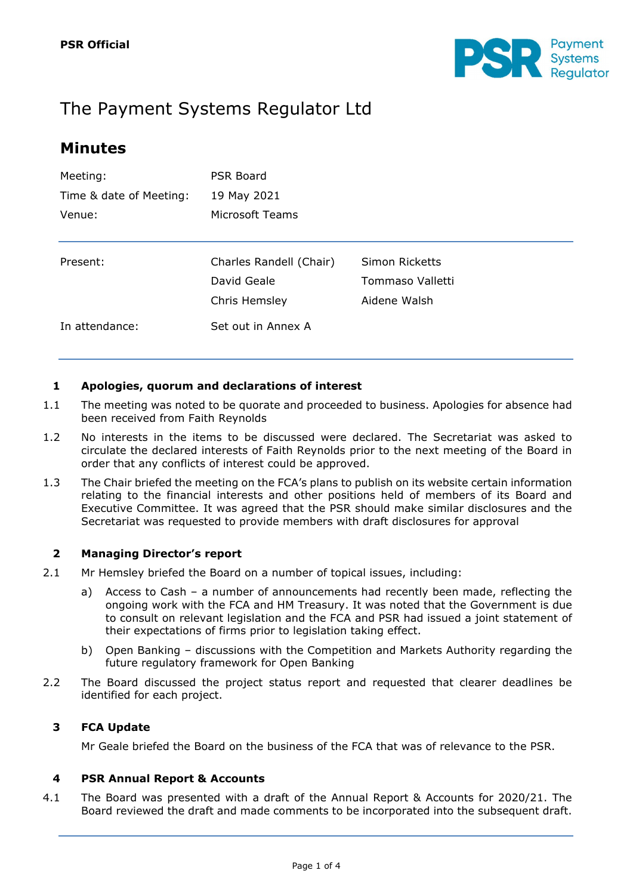PSR Official

# The Payment Systems Regulator Ltd

## Minutes

| | |
|---|---|
| Meeting: | PSR Board |
| Time & date of Meeting: | 19 May 2021 |
| Venue: | Microsoft Teams |

| | | |
|---|---|---|
| Present: | Charles Randell (Chair) | Simon Ricketts |
| | David Geale | Tommaso Valletti |
| | Chris Hemsley | Aidene Walsh |
| In attendance: | Set out in Annex A | |

### 1 Apologies, quorum and declarations of interest

1.1 The meeting was noted to be quorate and proceeded to business. Apologies for absence had been received from Faith Reynolds

1.2 No interests in the items to be discussed were declared. The Secretariat was asked to circulate the declared interests of Faith Reynolds prior to the next meeting of the Board in order that any conflicts of interest could be approved.

1.3 The Chair briefed the meeting on the FCA's plans to publish on its website certain information relating to the financial interests and other positions held of members of its Board and Executive Committee. It was agreed that the PSR should make similar disclosures and the Secretariat was requested to provide members with draft disclosures for approval

### 2 Managing Director's report

2.1 Mr Hemsley briefed the Board on a number of topical issues, including:

a) Access to Cash – a number of announcements had recently been made, reflecting the ongoing work with the FCA and HM Treasury. It was noted that the Government is due to consult on relevant legislation and the FCA and PSR had issued a joint statement of their expectations of firms prior to legislation taking effect.

b) Open Banking – discussions with the Competition and Markets Authority regarding the future regulatory framework for Open Banking

2.2 The Board discussed the project status report and requested that clearer deadlines be identified for each project.

### 3 FCA Update

Mr Geale briefed the Board on the business of the FCA that was of relevance to the PSR.

### 4 PSR Annual Report & Accounts

4.1 The Board was presented with a draft of the Annual Report & Accounts for 2020/21. The Board reviewed the draft and made comments to be incorporated into the subsequent draft.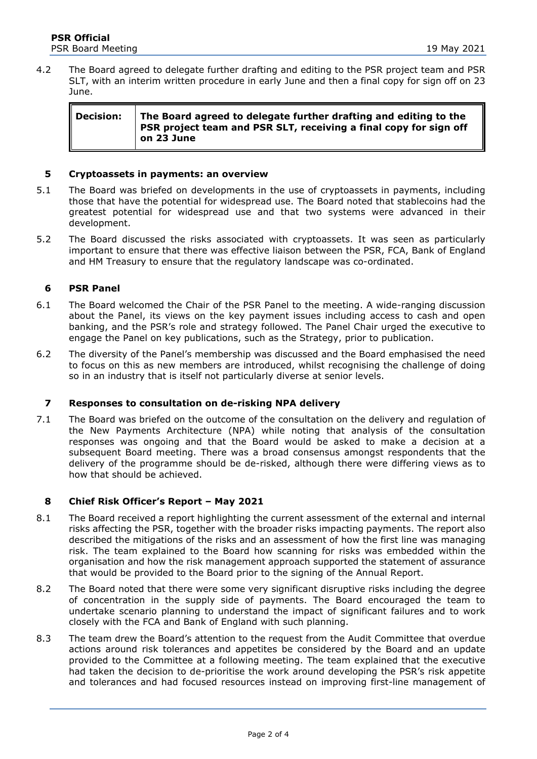4.2 The Board agreed to delegate further drafting and editing to the PSR project team and PSR SLT, with an interim written procedure in early June and then a final copy for sign off on 23 June.

| **Decision:** | **The Board agreed to delegate further drafting and editing to the PSR project team and PSR SLT, receiving a final copy for sign off on 23 June** |
|---|---|

## 5 Cryptoassets in payments: an overview

5.1 The Board was briefed on developments in the use of cryptoassets in payments, including those that have the potential for widespread use. The Board noted that stablecoins had the greatest potential for widespread use and that two systems were advanced in their development.

5.2 The Board discussed the risks associated with cryptoassets. It was seen as particularly important to ensure that there was effective liaison between the PSR, FCA, Bank of England and HM Treasury to ensure that the regulatory landscape was co-ordinated.

## 6 PSR Panel

6.1 The Board welcomed the Chair of the PSR Panel to the meeting. A wide-ranging discussion about the Panel, its views on the key payment issues including access to cash and open banking, and the PSR's role and strategy followed. The Panel Chair urged the executive to engage the Panel on key publications, such as the Strategy, prior to publication.

6.2 The diversity of the Panel's membership was discussed and the Board emphasised the need to focus on this as new members are introduced, whilst recognising the challenge of doing so in an industry that is itself not particularly diverse at senior levels.

## 7 Responses to consultation on de-risking NPA delivery

7.1 The Board was briefed on the outcome of the consultation on the delivery and regulation of the New Payments Architecture (NPA) while noting that analysis of the consultation responses was ongoing and that the Board would be asked to make a decision at a subsequent Board meeting. There was a broad consensus amongst respondents that the delivery of the programme should be de-risked, although there were differing views as to how that should be achieved.

## 8 Chief Risk Officer's Report – May 2021

8.1 The Board received a report highlighting the current assessment of the external and internal risks affecting the PSR, together with the broader risks impacting payments. The report also described the mitigations of the risks and an assessment of how the first line was managing risk. The team explained to the Board how scanning for risks was embedded within the organisation and how the risk management approach supported the statement of assurance that would be provided to the Board prior to the signing of the Annual Report.

8.2 The Board noted that there were some very significant disruptive risks including the degree of concentration in the supply side of payments. The Board encouraged the team to undertake scenario planning to understand the impact of significant failures and to work closely with the FCA and Bank of England with such planning.

8.3 The team drew the Board's attention to the request from the Audit Committee that overdue actions around risk tolerances and appetites be considered by the Board and an update provided to the Committee at a following meeting. The team explained that the executive had taken the decision to de-prioritise the work around developing the PSR's risk appetite and tolerances and had focused resources instead on improving first-line management of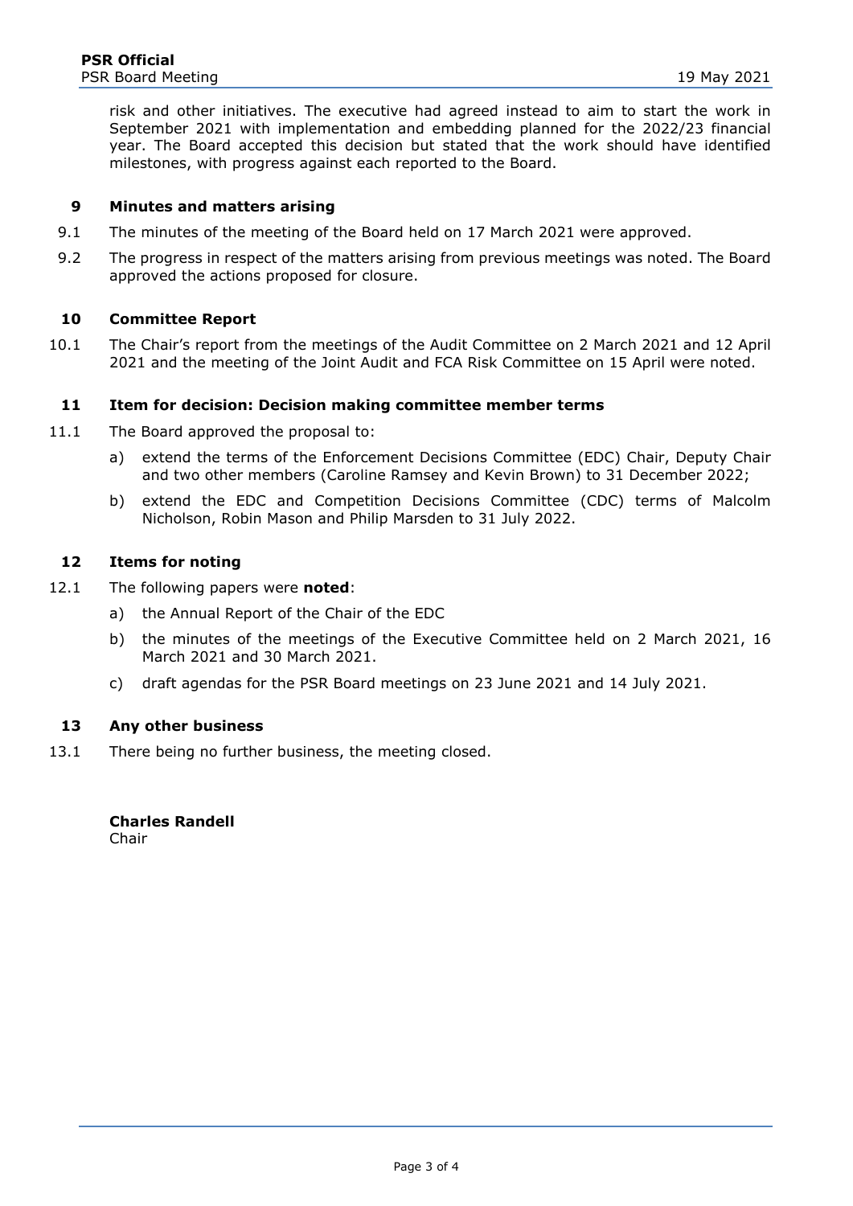risk and other initiatives. The executive had agreed instead to aim to start the work in September 2021 with implementation and embedding planned for the 2022/23 financial year. The Board accepted this decision but stated that the work should have identified milestones, with progress against each reported to the Board.

## 9 Minutes and matters arising

9.1 The minutes of the meeting of the Board held on 17 March 2021 were approved.

9.2 The progress in respect of the matters arising from previous meetings was noted. The Board approved the actions proposed for closure.

## 10 Committee Report

10.1 The Chair's report from the meetings of the Audit Committee on 2 March 2021 and 12 April 2021 and the meeting of the Joint Audit and FCA Risk Committee on 15 April were noted.

## 11 Item for decision: Decision making committee member terms

11.1 The Board approved the proposal to:

a) extend the terms of the Enforcement Decisions Committee (EDC) Chair, Deputy Chair and two other members (Caroline Ramsey and Kevin Brown) to 31 December 2022;

b) extend the EDC and Competition Decisions Committee (CDC) terms of Malcolm Nicholson, Robin Mason and Philip Marsden to 31 July 2022.

## 12 Items for noting

12.1 The following papers were **noted**:

a) the Annual Report of the Chair of the EDC

b) the minutes of the meetings of the Executive Committee held on 2 March 2021, 16 March 2021 and 30 March 2021.

c) draft agendas for the PSR Board meetings on 23 June 2021 and 14 July 2021.

## 13 Any other business

13.1 There being no further business, the meeting closed.

**Charles Randell**
Chair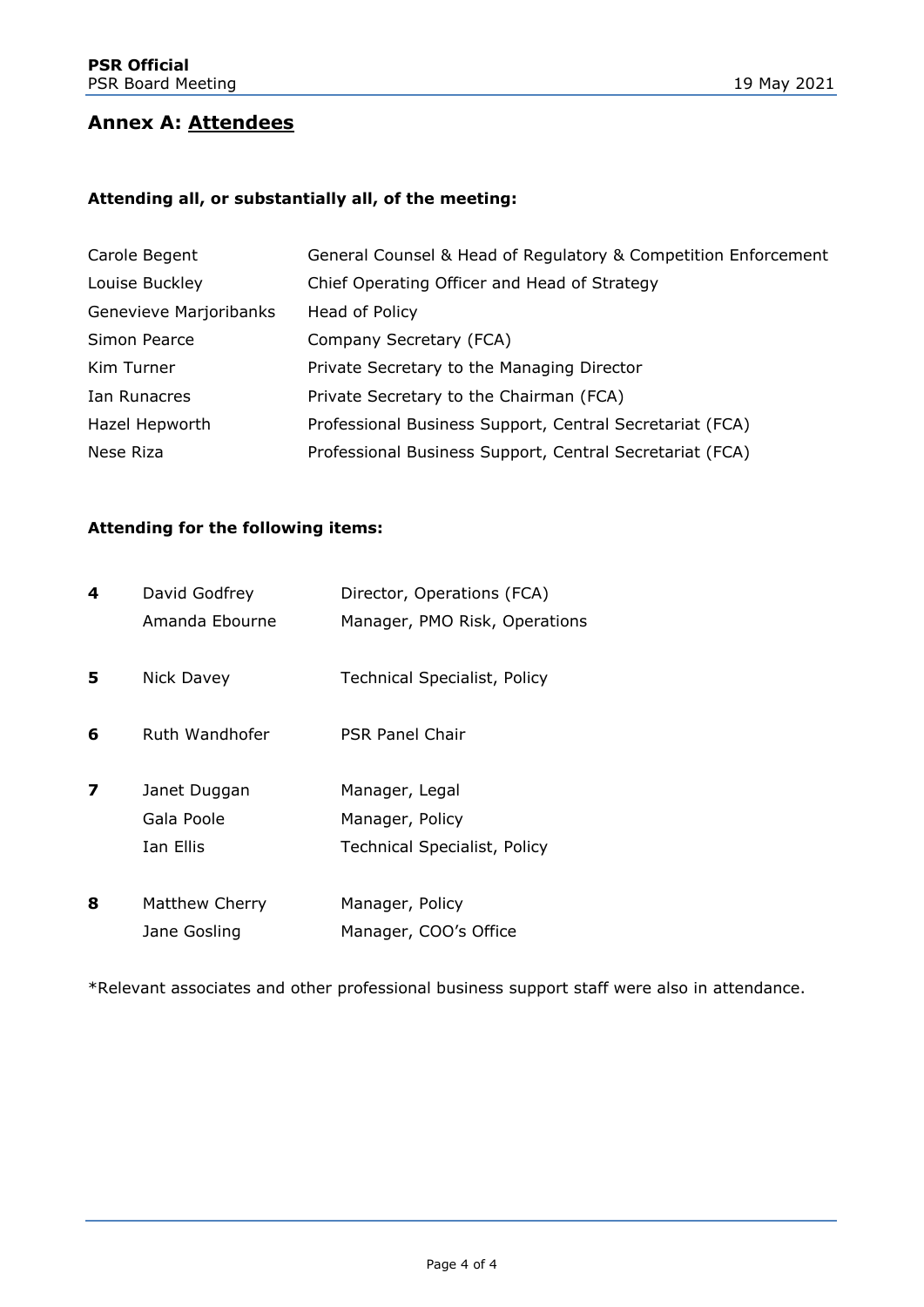## Annex A: <u>Attendees</u>

**Attending all, or substantially all, of the meeting:**

| | |
|---|---|
| Carole Begent | General Counsel & Head of Regulatory & Competition Enforcement |
| Louise Buckley | Chief Operating Officer and Head of Strategy |
| Genevieve Marjoribanks | Head of Policy |
| Simon Pearce | Company Secretary (FCA) |
| Kim Turner | Private Secretary to the Managing Director |
| Ian Runacres | Private Secretary to the Chairman (FCA) |
| Hazel Hepworth | Professional Business Support, Central Secretariat (FCA) |
| Nese Riza | Professional Business Support, Central Secretariat (FCA) |

**Attending for the following items:**

| | | |
|---|---|---|
| **4** | David Godfrey | Director, Operations (FCA) |
| | Amanda Ebourne | Manager, PMO Risk, Operations |
| **5** | Nick Davey | Technical Specialist, Policy |
| **6** | Ruth Wandhofer | PSR Panel Chair |
| **7** | Janet Duggan | Manager, Legal |
| | Gala Poole | Manager, Policy |
| | Ian Ellis | Technical Specialist, Policy |
| **8** | Matthew Cherry | Manager, Policy |
| | Jane Gosling | Manager, COO's Office |

*Relevant associates and other professional business support staff were also in attendance.